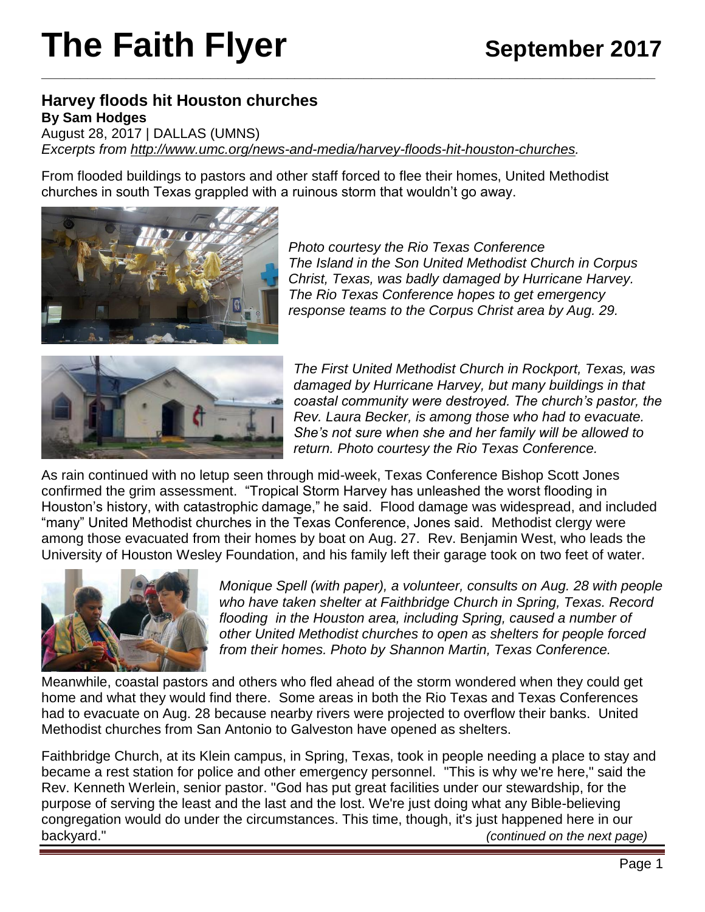# The Faith Flyer

**September 2017**

## Harvey floods hit Houston churches

**By Sam Hodges**

August 28, 2017 | DALLAS (UMNS)

*Excerpts from http://www.umc.org/news-and-media/harvey-floods-hit-houston-churches.*

From flooded buildings to pastors and other staff forced to flee their homes, United Methodist churches in south Texas grappled with a ruinous storm that wouldn't go away.

*Photo courtesy the Rio Texas Conference*
*The Island in the Son United Methodist Church in Corpus Christ, Texas, was badly damaged by Hurricane Harvey. The Rio Texas Conference hopes to get emergency response teams to the Corpus Christ area by Aug. 29.*

*The First United Methodist Church in Rockport, Texas, was damaged by Hurricane Harvey, but many buildings in that coastal community were destroyed. The church's pastor, the Rev. Laura Becker, is among those who had to evacuate. She's not sure when she and her family will be allowed to return. Photo courtesy the Rio Texas Conference.*

As rain continued with no letup seen through mid-week, Texas Conference Bishop Scott Jones confirmed the grim assessment. "Tropical Storm Harvey has unleashed the worst flooding in Houston's history, with catastrophic damage," he said. Flood damage was widespread, and included "many" United Methodist churches in the Texas Conference, Jones said. Methodist clergy were among those evacuated from their homes by boat on Aug. 27. Rev. Benjamin West, who leads the University of Houston Wesley Foundation, and his family left their garage took on two feet of water.

*Monique Spell (with paper), a volunteer, consults on Aug. 28 with people who have taken shelter at Faithbridge Church in Spring, Texas. Record flooding in the Houston area, including Spring, caused a number of other United Methodist churches to open as shelters for people forced from their homes. Photo by Shannon Martin, Texas Conference.*

Meanwhile, coastal pastors and others who fled ahead of the storm wondered when they could get home and what they would find there. Some areas in both the Rio Texas and Texas Conferences had to evacuate on Aug. 28 because nearby rivers were projected to overflow their banks. United Methodist churches from San Antonio to Galveston have opened as shelters.

Faithbridge Church, at its Klein campus, in Spring, Texas, took in people needing a place to stay and became a rest station for police and other emergency personnel. "This is why we're here," said the Rev. Kenneth Werlein, senior pastor. "God has put great facilities under our stewardship, for the purpose of serving the least and the last and the lost. We're just doing what any Bible-believing congregation would do under the circumstances. This time, though, it's just happened here in our backyard."

*(continued on the next page)*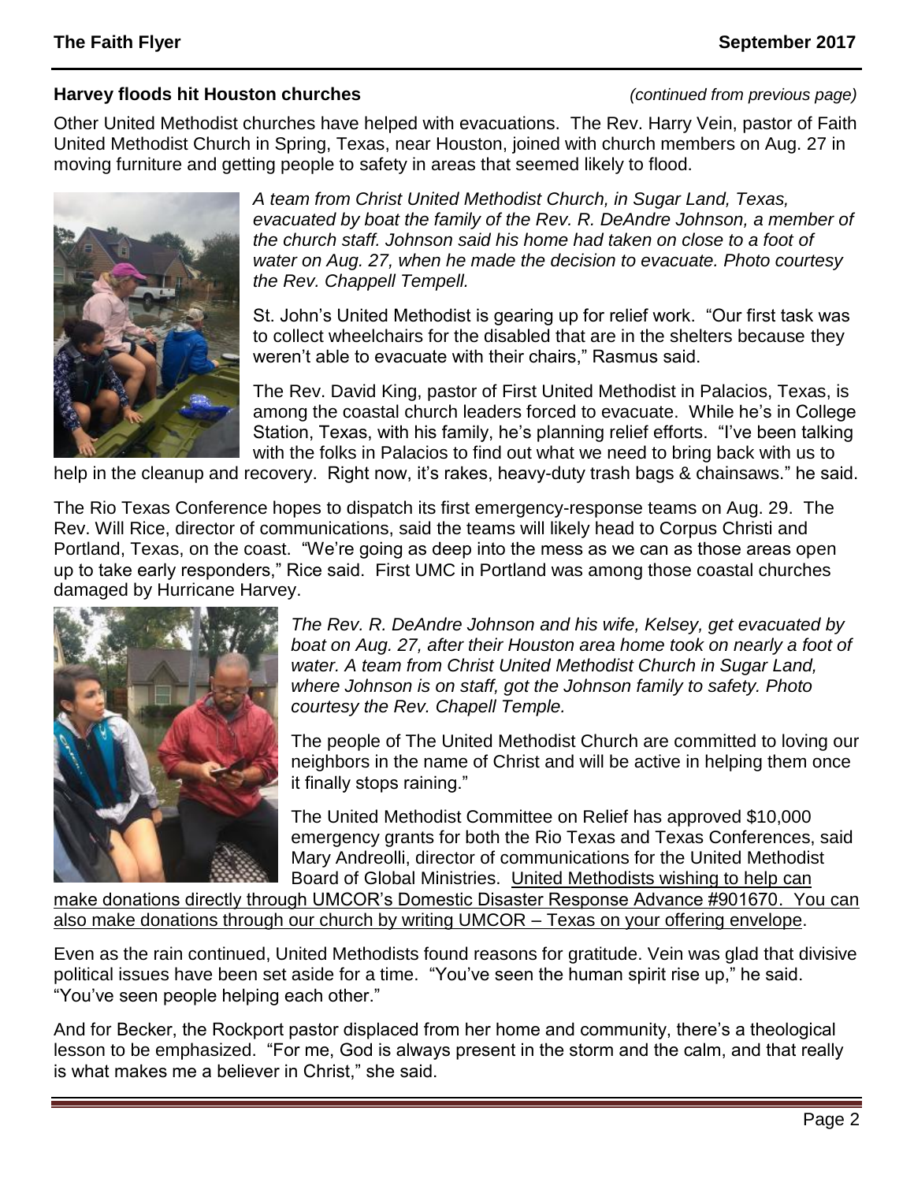## Harvey floods hit Houston churches

*(continued from previous page)*

Other United Methodist churches have helped with evacuations. The Rev. Harry Vein, pastor of Faith United Methodist Church in Spring, Texas, near Houston, joined with church members on Aug. 27 in moving furniture and getting people to safety in areas that seemed likely to flood.

*A team from Christ United Methodist Church, in Sugar Land, Texas, evacuated by boat the family of the Rev. R. DeAndre Johnson, a member of the church staff. Johnson said his home had taken on close to a foot of water on Aug. 27, when he made the decision to evacuate. Photo courtesy the Rev. Chappell Tempell.*

St. John's United Methodist is gearing up for relief work. "Our first task was to collect wheelchairs for the disabled that are in the shelters because they weren't able to evacuate with their chairs," Rasmus said.

The Rev. David King, pastor of First United Methodist in Palacios, Texas, is among the coastal church leaders forced to evacuate. While he's in College Station, Texas, with his family, he's planning relief efforts. "I've been talking with the folks in Palacios to find out what we need to bring back with us to help in the cleanup and recovery. Right now, it's rakes, heavy-duty trash bags & chainsaws." he said.

The Rio Texas Conference hopes to dispatch its first emergency-response teams on Aug. 29. The Rev. Will Rice, director of communications, said the teams will likely head to Corpus Christi and Portland, Texas, on the coast. "We're going as deep into the mess as we can as those areas open up to take early responders," Rice said. First UMC in Portland was among those coastal churches damaged by Hurricane Harvey.

*The Rev. R. DeAndre Johnson and his wife, Kelsey, get evacuated by boat on Aug. 27, after their Houston area home took on nearly a foot of water. A team from Christ United Methodist Church in Sugar Land, where Johnson is on staff, got the Johnson family to safety. Photo courtesy the Rev. Chapell Temple.*

The people of The United Methodist Church are committed to loving our neighbors in the name of Christ and will be active in helping them once it finally stops raining."

The United Methodist Committee on Relief has approved $10,000 emergency grants for both the Rio Texas and Texas Conferences, said Mary Andreolli, director of communications for the United Methodist Board of Global Ministries. United Methodists wishing to help can make donations directly through UMCOR's Domestic Disaster Response Advance #901670. You can also make donations through our church by writing UMCOR – Texas on your offering envelope.

Even as the rain continued, United Methodists found reasons for gratitude. Vein was glad that divisive political issues have been set aside for a time. "You've seen the human spirit rise up," he said. "You've seen people helping each other."

And for Becker, the Rockport pastor displaced from her home and community, there's a theological lesson to be emphasized. "For me, God is always present in the storm and the calm, and that really is what makes me a believer in Christ," she said.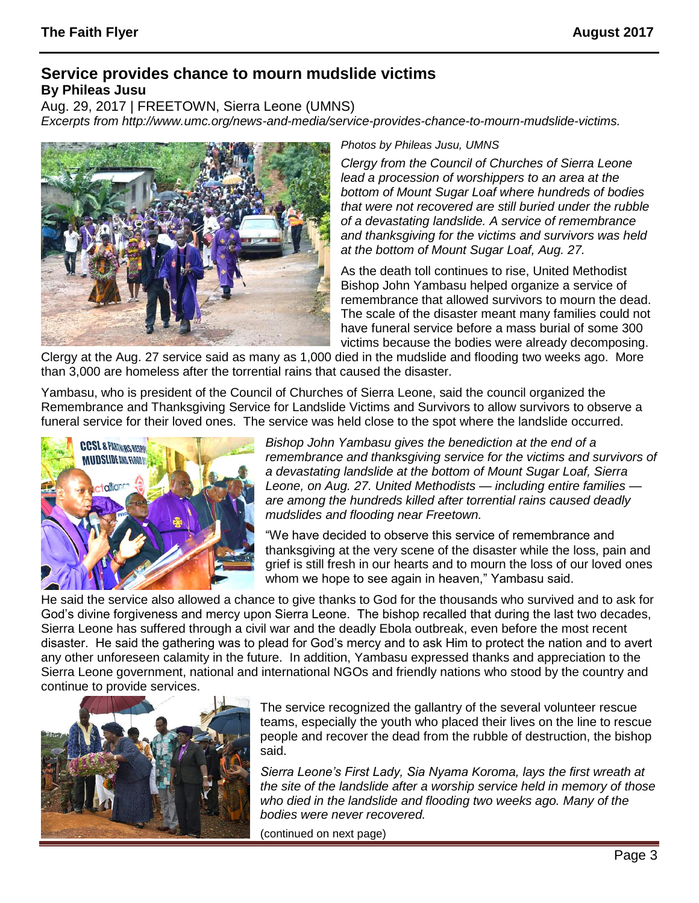## Service provides chance to mourn mudslide victims

**By Phileas Jusu**

Aug. 29, 2017 | FREETOWN, Sierra Leone (UMNS)

*Excerpts from http://www.umc.org/news-and-media/service-provides-chance-to-mourn-mudslide-victims.*

*Photos by Phileas Jusu, UMNS*

*Clergy from the Council of Churches of Sierra Leone lead a procession of worshippers to an area at the bottom of Mount Sugar Loaf where hundreds of bodies that were not recovered are still buried under the rubble of a devastating landslide. A service of remembrance and thanksgiving for the victims and survivors was held at the bottom of Mount Sugar Loaf, Aug. 27.*

As the death toll continues to rise, United Methodist Bishop John Yambasu helped organize a service of remembrance that allowed survivors to mourn the dead. The scale of the disaster meant many families could not have funeral service before a mass burial of some 300 victims because the bodies were already decomposing. Clergy at the Aug. 27 service said as many as 1,000 died in the mudslide and flooding two weeks ago. More than 3,000 are homeless after the torrential rains that caused the disaster.

Yambasu, who is president of the Council of Churches of Sierra Leone, said the council organized the Remembrance and Thanksgiving Service for Landslide Victims and Survivors to allow survivors to observe a funeral service for their loved ones. The service was held close to the spot where the landslide occurred.

*Bishop John Yambasu gives the benediction at the end of a remembrance and thanksgiving service for the victims and survivors of a devastating landslide at the bottom of Mount Sugar Loaf, Sierra Leone, on Aug. 27. United Methodists — including entire families — are among the hundreds killed after torrential rains caused deadly mudslides and flooding near Freetown.*

"We have decided to observe this service of remembrance and thanksgiving at the very scene of the disaster while the loss, pain and grief is still fresh in our hearts and to mourn the loss of our loved ones whom we hope to see again in heaven," Yambasu said.

He said the service also allowed a chance to give thanks to God for the thousands who survived and to ask for God's divine forgiveness and mercy upon Sierra Leone. The bishop recalled that during the last two decades, Sierra Leone has suffered through a civil war and the deadly Ebola outbreak, even before the most recent disaster. He said the gathering was to plead for God's mercy and to ask Him to protect the nation and to avert any other unforeseen calamity in the future. In addition, Yambasu expressed thanks and appreciation to the Sierra Leone government, national and international NGOs and friendly nations who stood by the country and continue to provide services.

The service recognized the gallantry of the several volunteer rescue teams, especially the youth who placed their lives on the line to rescue people and recover the dead from the rubble of destruction, the bishop said.

*Sierra Leone's First Lady, Sia Nyama Koroma, lays the first wreath at the site of the landslide after a worship service held in memory of those who died in the landslide and flooding two weeks ago. Many of the bodies were never recovered.*

(continued on next page)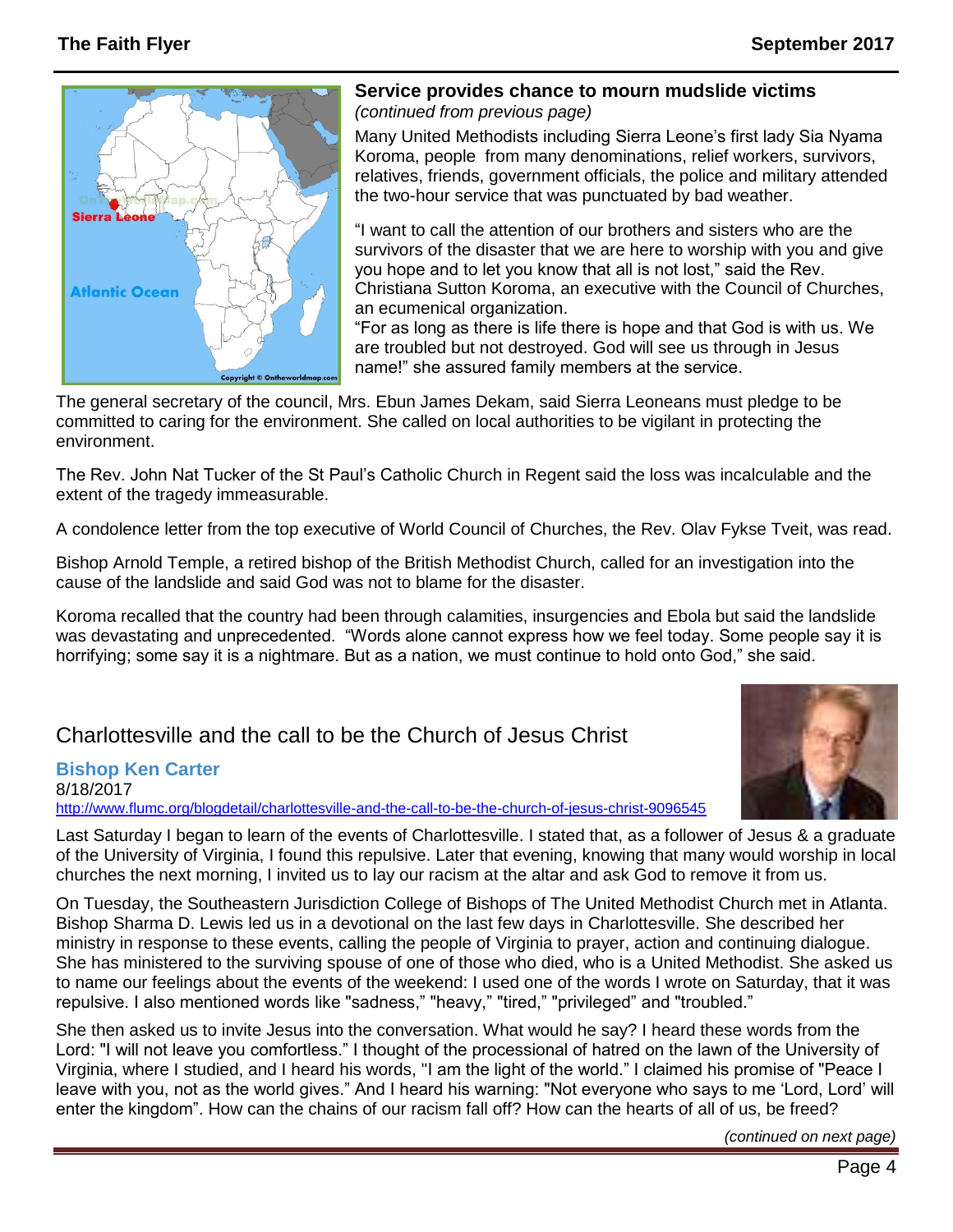## Service provides chance to mourn mudslide victims

*(continued from previous page)*

Many United Methodists including Sierra Leone's first lady Sia Nyama Koroma, people from many denominations, relief workers, survivors, relatives, friends, government officials, the police and military attended the two-hour service that was punctuated by bad weather.

"I want to call the attention of our brothers and sisters who are the survivors of the disaster that we are here to worship with you and give you hope and to let you know that all is not lost," said the Rev. Christiana Sutton Koroma, an executive with the Council of Churches, an ecumenical organization.

"For as long as there is life there is hope and that God is with us. We are troubled but not destroyed. God will see us through in Jesus name!" she assured family members at the service.

The general secretary of the council, Mrs. Ebun James Dekam, said Sierra Leoneans must pledge to be committed to caring for the environment. She called on local authorities to be vigilant in protecting the environment.

The Rev. John Nat Tucker of the St Paul's Catholic Church in Regent said the loss was incalculable and the extent of the tragedy immeasurable.

A condolence letter from the top executive of World Council of Churches, the Rev. Olav Fykse Tveit, was read.

Bishop Arnold Temple, a retired bishop of the British Methodist Church, called for an investigation into the cause of the landslide and said God was not to blame for the disaster.

Koroma recalled that the country had been through calamities, insurgencies and Ebola but said the landslide was devastating and unprecedented. "Words alone cannot express how we feel today. Some people say it is horrifying; some say it is a nightmare. But as a nation, we must continue to hold onto God," she said.

## Charlottesville and the call to be the Church of Jesus Christ

**Bishop Ken Carter**

8/18/2017

http://www.flumc.org/blogdetail/charlottesville-and-the-call-to-be-the-church-of-jesus-christ-9096545

Last Saturday I began to learn of the events of Charlottesville. I stated that, as a follower of Jesus & a graduate of the University of Virginia, I found this repulsive. Later that evening, knowing that many would worship in local churches the next morning, I invited us to lay our racism at the altar and ask God to remove it from us.

On Tuesday, the Southeastern Jurisdiction College of Bishops of The United Methodist Church met in Atlanta. Bishop Sharma D. Lewis led us in a devotional on the last few days in Charlottesville. She described her ministry in response to these events, calling the people of Virginia to prayer, action and continuing dialogue. She has ministered to the surviving spouse of one of those who died, who is a United Methodist. She asked us to name our feelings about the events of the weekend: I used one of the words I wrote on Saturday, that it was repulsive. I also mentioned words like "sadness," "heavy," "tired," "privileged" and "troubled."

She then asked us to invite Jesus into the conversation. What would he say? I heard these words from the Lord: "I will not leave you comfortless." I thought of the processional of hatred on the lawn of the University of Virginia, where I studied, and I heard his words, "I am the light of the world." I claimed his promise of "Peace I leave with you, not as the world gives." And I heard his warning: "Not everyone who says to me 'Lord, Lord' will enter the kingdom". How can the chains of our racism fall off? How can the hearts of all of us, be freed?

*(continued on next page)*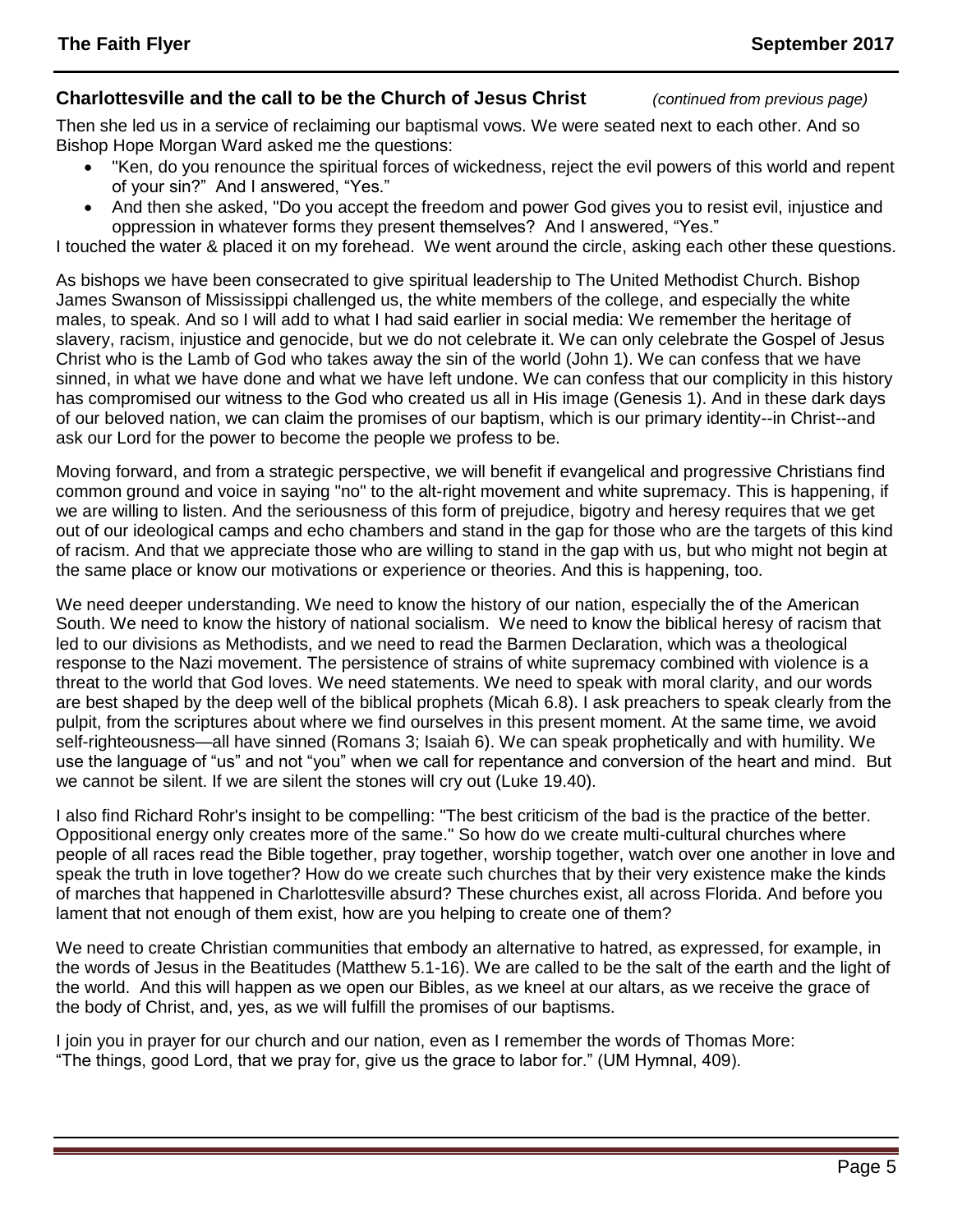## Charlottesville and the call to be the Church of Jesus Christ *(continued from previous page)*

Then she led us in a service of reclaiming our baptismal vows. We were seated next to each other. And so Bishop Hope Morgan Ward asked me the questions:

- "Ken, do you renounce the spiritual forces of wickedness, reject the evil powers of this world and repent of your sin?" And I answered, "Yes."
- And then she asked, "Do you accept the freedom and power God gives you to resist evil, injustice and oppression in whatever forms they present themselves? And I answered, "Yes."

I touched the water & placed it on my forehead. We went around the circle, asking each other these questions.

As bishops we have been consecrated to give spiritual leadership to The United Methodist Church. Bishop James Swanson of Mississippi challenged us, the white members of the college, and especially the white males, to speak. And so I will add to what I had said earlier in social media: We remember the heritage of slavery, racism, injustice and genocide, but we do not celebrate it. We can only celebrate the Gospel of Jesus Christ who is the Lamb of God who takes away the sin of the world (John 1). We can confess that we have sinned, in what we have done and what we have left undone. We can confess that our complicity in this history has compromised our witness to the God who created us all in His image (Genesis 1). And in these dark days of our beloved nation, we can claim the promises of our baptism, which is our primary identity--in Christ--and ask our Lord for the power to become the people we profess to be.

Moving forward, and from a strategic perspective, we will benefit if evangelical and progressive Christians find common ground and voice in saying "no" to the alt-right movement and white supremacy. This is happening, if we are willing to listen. And the seriousness of this form of prejudice, bigotry and heresy requires that we get out of our ideological camps and echo chambers and stand in the gap for those who are the targets of this kind of racism. And that we appreciate those who are willing to stand in the gap with us, but who might not begin at the same place or know our motivations or experience or theories. And this is happening, too.

We need deeper understanding. We need to know the history of our nation, especially the of the American South. We need to know the history of national socialism. We need to know the biblical heresy of racism that led to our divisions as Methodists, and we need to read the Barmen Declaration, which was a theological response to the Nazi movement. The persistence of strains of white supremacy combined with violence is a threat to the world that God loves. We need statements. We need to speak with moral clarity, and our words are best shaped by the deep well of the biblical prophets (Micah 6.8). I ask preachers to speak clearly from the pulpit, from the scriptures about where we find ourselves in this present moment. At the same time, we avoid self-righteousness—all have sinned (Romans 3; Isaiah 6). We can speak prophetically and with humility. We use the language of "us" and not "you" when we call for repentance and conversion of the heart and mind. But we cannot be silent. If we are silent the stones will cry out (Luke 19.40).

I also find Richard Rohr's insight to be compelling: "The best criticism of the bad is the practice of the better. Oppositional energy only creates more of the same." So how do we create multi-cultural churches where people of all races read the Bible together, pray together, worship together, watch over one another in love and speak the truth in love together? How do we create such churches that by their very existence make the kinds of marches that happened in Charlottesville absurd? These churches exist, all across Florida. And before you lament that not enough of them exist, how are you helping to create one of them?

We need to create Christian communities that embody an alternative to hatred, as expressed, for example, in the words of Jesus in the Beatitudes (Matthew 5.1-16). We are called to be the salt of the earth and the light of the world. And this will happen as we open our Bibles, as we kneel at our altars, as we receive the grace of the body of Christ, and, yes, as we will fulfill the promises of our baptisms.

I join you in prayer for our church and our nation, even as I remember the words of Thomas More: "The things, good Lord, that we pray for, give us the grace to labor for." (UM Hymnal, 409).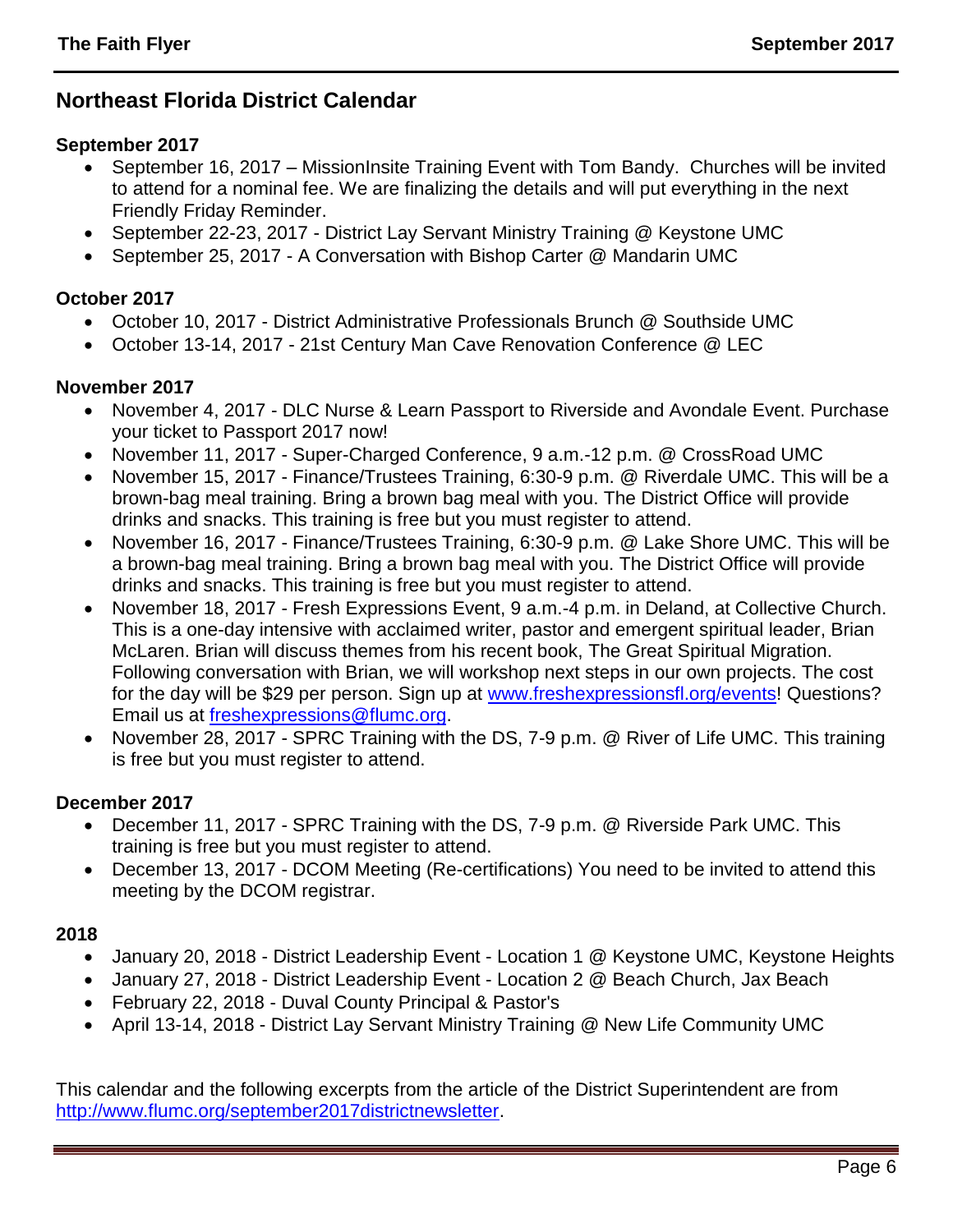## Northeast Florida District Calendar

**September 2017**

- September 16, 2017 – MissionInsite Training Event with Tom Bandy. Churches will be invited to attend for a nominal fee. We are finalizing the details and will put everything in the next Friendly Friday Reminder.
- September 22-23, 2017 - District Lay Servant Ministry Training @ Keystone UMC
- September 25, 2017 - A Conversation with Bishop Carter @ Mandarin UMC

**October 2017**

- October 10, 2017 - District Administrative Professionals Brunch @ Southside UMC
- October 13-14, 2017 - 21st Century Man Cave Renovation Conference @ LEC

**November 2017**

- November 4, 2017 - DLC Nurse & Learn Passport to Riverside and Avondale Event. Purchase your ticket to Passport 2017 now!
- November 11, 2017 - Super-Charged Conference, 9 a.m.-12 p.m. @ CrossRoad UMC
- November 15, 2017 - Finance/Trustees Training, 6:30-9 p.m. @ Riverdale UMC. This will be a brown-bag meal training. Bring a brown bag meal with you. The District Office will provide drinks and snacks. This training is free but you must register to attend.
- November 16, 2017 - Finance/Trustees Training, 6:30-9 p.m. @ Lake Shore UMC. This will be a brown-bag meal training. Bring a brown bag meal with you. The District Office will provide drinks and snacks. This training is free but you must register to attend.
- November 18, 2017 - Fresh Expressions Event, 9 a.m.-4 p.m. in Deland, at Collective Church. This is a one-day intensive with acclaimed writer, pastor and emergent spiritual leader, Brian McLaren. Brian will discuss themes from his recent book, The Great Spiritual Migration. Following conversation with Brian, we will workshop next steps in our own projects. The cost for the day will be $29 per person. Sign up at [www.freshexpressionsfl.org/events](http://www.freshexpressionsfl.org/events)! Questions? Email us at [freshexpressions@flumc.org](mailto:freshexpressions@flumc.org).
- November 28, 2017 - SPRC Training with the DS, 7-9 p.m. @ River of Life UMC. This training is free but you must register to attend.

**December 2017**

- December 11, 2017 - SPRC Training with the DS, 7-9 p.m. @ Riverside Park UMC. This training is free but you must register to attend.
- December 13, 2017 - DCOM Meeting (Re-certifications) You need to be invited to attend this meeting by the DCOM registrar.

**2018**

- January 20, 2018 - District Leadership Event - Location 1 @ Keystone UMC, Keystone Heights
- January 27, 2018 - District Leadership Event - Location 2 @ Beach Church, Jax Beach
- February 22, 2018 - Duval County Principal & Pastor's
- April 13-14, 2018 - District Lay Servant Ministry Training @ New Life Community UMC

This calendar and the following excerpts from the article of the District Superintendent are from [http://www.flumc.org/september2017districtnewsletter](http://www.flumc.org/september2017districtnewsletter).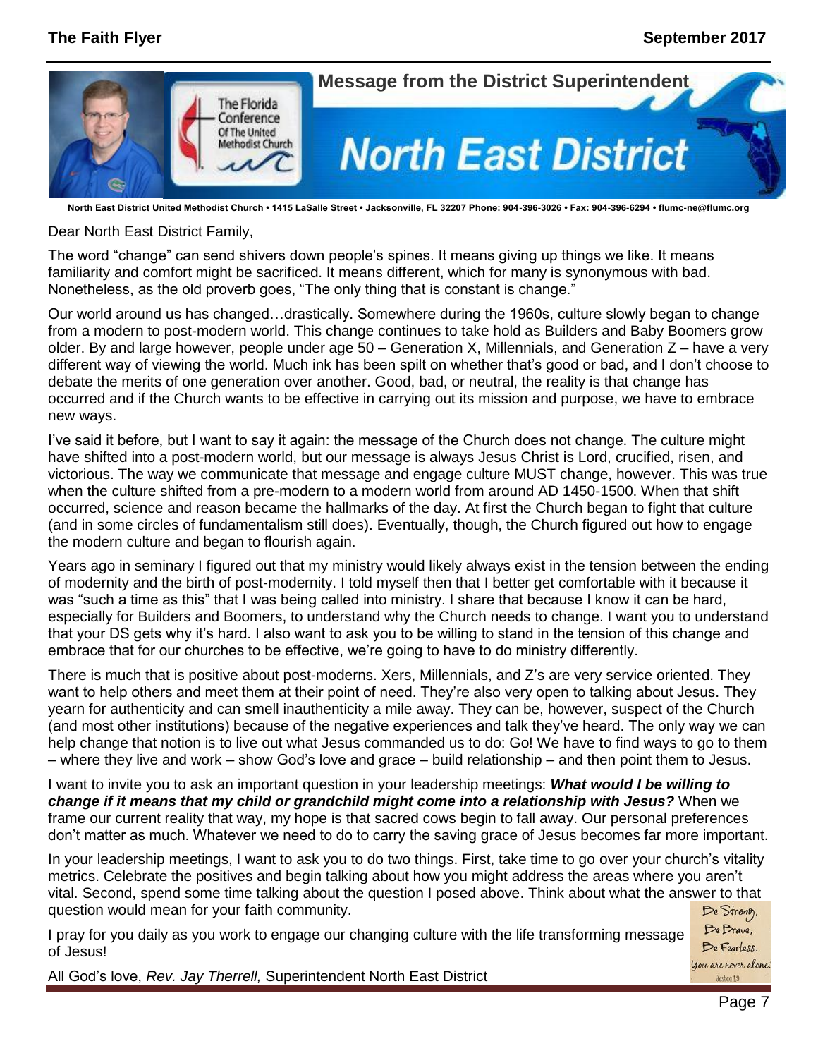## Message from the District Superintendent

# North East District

The Florida Conference Of The United Methodist Church

**North East District United Methodist Church • 1415 LaSalle Street • Jacksonville, FL 32207 Phone: 904-396-3026 • Fax: 904-396-6294 • flumc-ne@flumc.org**

Dear North East District Family,

The word "change" can send shivers down people's spines. It means giving up things we like. It means familiarity and comfort might be sacrificed. It means different, which for many is synonymous with bad. Nonetheless, as the old proverb goes, "The only thing that is constant is change."

Our world around us has changed…drastically. Somewhere during the 1960s, culture slowly began to change from a modern to post-modern world. This change continues to take hold as Builders and Baby Boomers grow older. By and large however, people under age 50 – Generation X, Millennials, and Generation Z – have a very different way of viewing the world. Much ink has been spilt on whether that's good or bad, and I don't choose to debate the merits of one generation over another. Good, bad, or neutral, the reality is that change has occurred and if the Church wants to be effective in carrying out its mission and purpose, we have to embrace new ways.

I've said it before, but I want to say it again: the message of the Church does not change. The culture might have shifted into a post-modern world, but our message is always Jesus Christ is Lord, crucified, risen, and victorious. The way we communicate that message and engage culture MUST change, however. This was true when the culture shifted from a pre-modern to a modern world from around AD 1450-1500. When that shift occurred, science and reason became the hallmarks of the day. At first the Church began to fight that culture (and in some circles of fundamentalism still does). Eventually, though, the Church figured out how to engage the modern culture and began to flourish again.

Years ago in seminary I figured out that my ministry would likely always exist in the tension between the ending of modernity and the birth of post-modernity. I told myself then that I better get comfortable with it because it was "such a time as this" that I was being called into ministry. I share that because I know it can be hard, especially for Builders and Boomers, to understand why the Church needs to change. I want you to understand that your DS gets why it's hard. I also want to ask you to be willing to stand in the tension of this change and embrace that for our churches to be effective, we're going to have to do ministry differently.

There is much that is positive about post-moderns. Xers, Millennials, and Z's are very service oriented. They want to help others and meet them at their point of need. They're also very open to talking about Jesus. They yearn for authenticity and can smell inauthenticity a mile away. They can be, however, suspect of the Church (and most other institutions) because of the negative experiences and talk they've heard. The only way we can help change that notion is to live out what Jesus commanded us to do: Go! We have to find ways to go to them – where they live and work – show God's love and grace – build relationship – and then point them to Jesus.

I want to invite you to ask an important question in your leadership meetings: ***What would I be willing to change if it means that my child or grandchild might come into a relationship with Jesus?*** When we frame our current reality that way, my hope is that sacred cows begin to fall away. Our personal preferences don't matter as much. Whatever we need to do to carry the saving grace of Jesus becomes far more important.

In your leadership meetings, I want to ask you to do two things. First, take time to go over your church's vitality metrics. Celebrate the positives and begin talking about how you might address the areas where you aren't vital. Second, spend some time talking about the question I posed above. Think about what the answer to that question would mean for your faith community.

I pray for you daily as you work to engage our changing culture with the life transforming message of Jesus!

All God's love, *Rev. Jay Therrell,* Superintendent North East District

Be Strong, Be Brave, Be Fearless. You are never alone. Joshua 1:9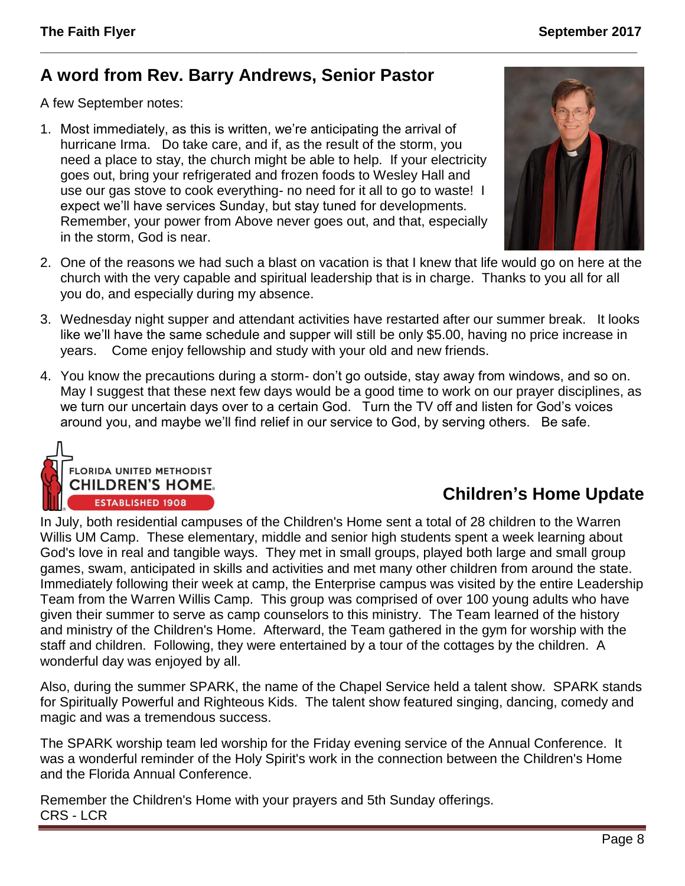## A word from Rev. Barry Andrews, Senior Pastor

A few September notes:

1. Most immediately, as this is written, we're anticipating the arrival of hurricane Irma. Do take care, and if, as the result of the storm, you need a place to stay, the church might be able to help. If your electricity goes out, bring your refrigerated and frozen foods to Wesley Hall and use our gas stove to cook everything- no need for it all to go to waste! I expect we'll have services Sunday, but stay tuned for developments. Remember, your power from Above never goes out, and that, especially in the storm, God is near.
2. One of the reasons we had such a blast on vacation is that I knew that life would go on here at the church with the very capable and spiritual leadership that is in charge. Thanks to you all for all you do, and especially during my absence.
3. Wednesday night supper and attendant activities have restarted after our summer break. It looks like we'll have the same schedule and supper will still be only $5.00, having no price increase in years. Come enjoy fellowship and study with your old and new friends.
4. You know the precautions during a storm- don't go outside, stay away from windows, and so on. May I suggest that these next few days would be a good time to work on our prayer disciplines, as we turn our uncertain days over to a certain God. Turn the TV off and listen for God's voices around you, and maybe we'll find relief in our service to God, by serving others. Be safe.

FLORIDA UNITED METHODIST CHILDREN'S HOME. ESTABLISHED 1908

## Children's Home Update

In July, both residential campuses of the Children's Home sent a total of 28 children to the Warren Willis UM Camp. These elementary, middle and senior high students spent a week learning about God's love in real and tangible ways. They met in small groups, played both large and small group games, swam, anticipated in skills and activities and met many other children from around the state. Immediately following their week at camp, the Enterprise campus was visited by the entire Leadership Team from the Warren Willis Camp. This group was comprised of over 100 young adults who have given their summer to serve as camp counselors to this ministry. The Team learned of the history and ministry of the Children's Home. Afterward, the Team gathered in the gym for worship with the staff and children. Following, they were entertained by a tour of the cottages by the children. A wonderful day was enjoyed by all.

Also, during the summer SPARK, the name of the Chapel Service held a talent show. SPARK stands for Spiritually Powerful and Righteous Kids. The talent show featured singing, dancing, comedy and magic and was a tremendous success.

The SPARK worship team led worship for the Friday evening service of the Annual Conference. It was a wonderful reminder of the Holy Spirit's work in the connection between the Children's Home and the Florida Annual Conference.

Remember the Children's Home with your prayers and 5th Sunday offerings.
CRS - LCR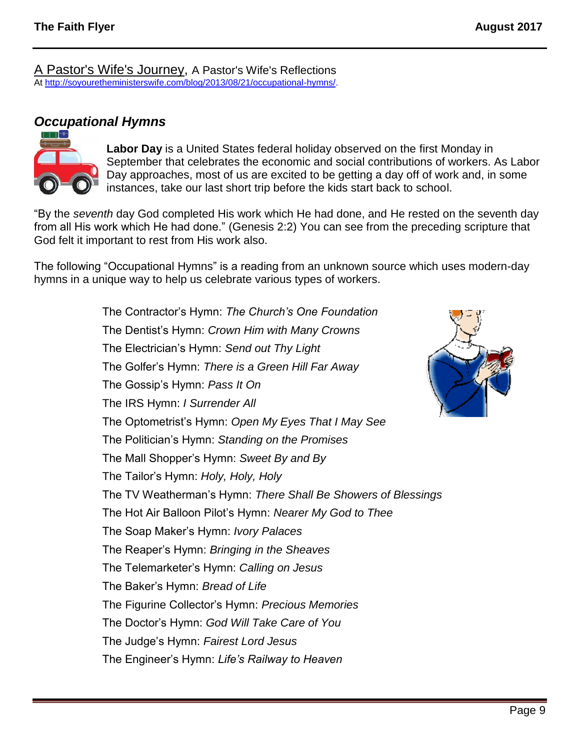A Pastor's Wife's Journey, A Pastor's Wife's Reflections
At http://soyouretheministerswife.com/blog/2013/08/21/occupational-hymns/.

## *Occupational Hymns*

**Labor Day** is a United States federal holiday observed on the first Monday in September that celebrates the economic and social contributions of workers. As Labor Day approaches, most of us are excited to be getting a day off of work and, in some instances, take our last short trip before the kids start back to school.

"By the *seventh* day God completed His work which He had done, and He rested on the seventh day from all His work which He had done." (Genesis 2:2) You can see from the preceding scripture that God felt it important to rest from His work also.

The following "Occupational Hymns" is a reading from an unknown source which uses modern-day hymns in a unique way to help us celebrate various types of workers.

The Contractor's Hymn: *The Church's One Foundation*
The Dentist's Hymn: *Crown Him with Many Crowns*
The Electrician's Hymn: *Send out Thy Light*
The Golfer's Hymn: *There is a Green Hill Far Away*
The Gossip's Hymn: *Pass It On*
The IRS Hymn: *I Surrender All*
The Optometrist's Hymn: *Open My Eyes That I May See*
The Politician's Hymn: *Standing on the Promises*
The Mall Shopper's Hymn: *Sweet By and By*
The Tailor's Hymn: *Holy, Holy, Holy*
The TV Weatherman's Hymn: *There Shall Be Showers of Blessings*
The Hot Air Balloon Pilot's Hymn: *Nearer My God to Thee*
The Soap Maker's Hymn: *Ivory Palaces*
The Reaper's Hymn: *Bringing in the Sheaves*
The Telemarketer's Hymn: *Calling on Jesus*
The Baker's Hymn: *Bread of Life*
The Figurine Collector's Hymn: *Precious Memories*
The Doctor's Hymn: *God Will Take Care of You*
The Judge's Hymn: *Fairest Lord Jesus*
The Engineer's Hymn: *Life's Railway to Heaven*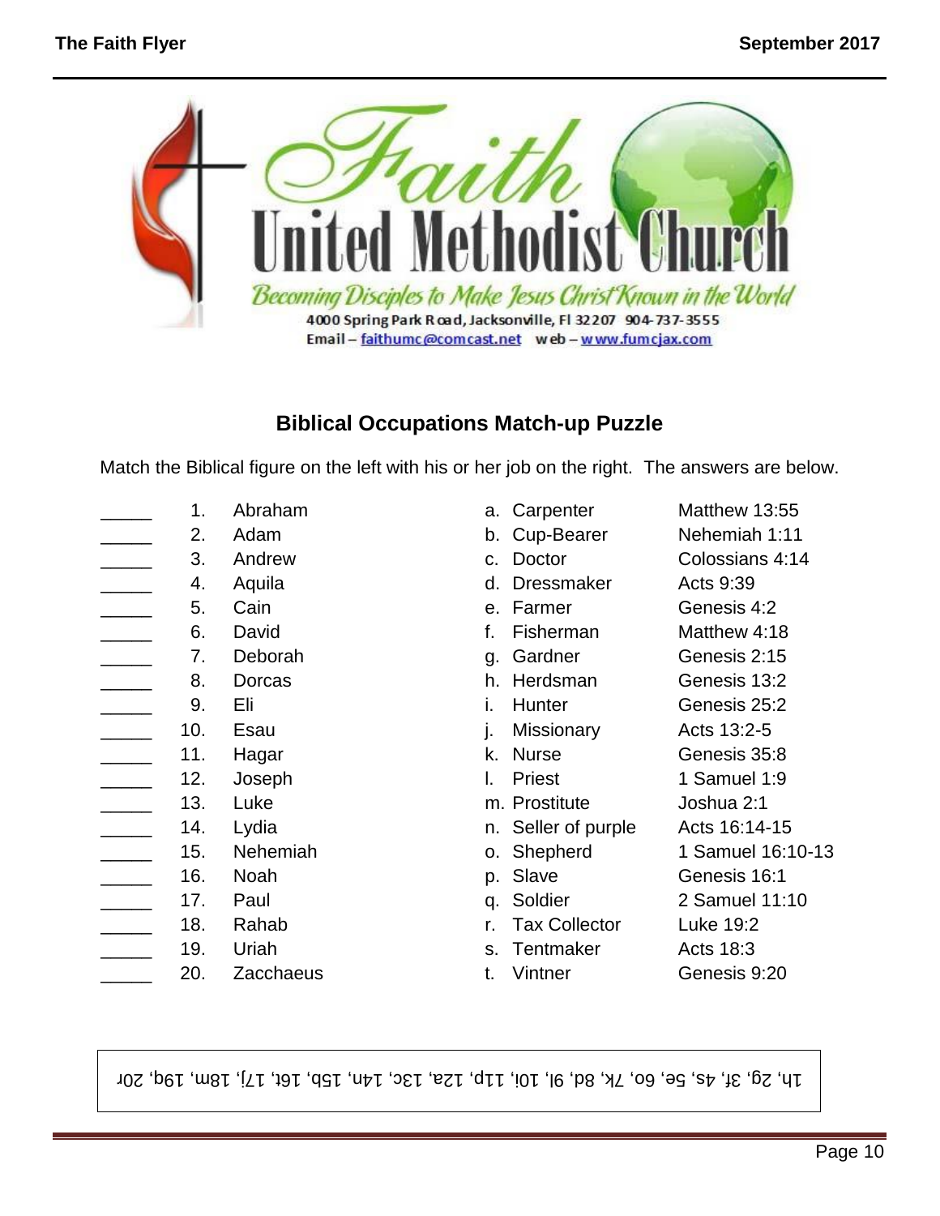Faith United Methodist Church

*Becoming Disciples to Make Jesus Christ Known in the World*

4000 Spring Park Road, Jacksonville, Fl 32207 904-737-3555

Email – faithumc@comcast.net web – www.fumcjax.com

## Biblical Occupations Match-up Puzzle

Match the Biblical figure on the left with his or her job on the right. The answers are below.

| | | | | |
|---|---|---|---|---|
| _____ | 1. Abraham | a. | Carpenter | Matthew 13:55 |
| _____ | 2. Adam | b. | Cup-Bearer | Nehemiah 1:11 |
| _____ | 3. Andrew | c. | Doctor | Colossians 4:14 |
| _____ | 4. Aquila | d. | Dressmaker | Acts 9:39 |
| _____ | 5. Cain | e. | Farmer | Genesis 4:2 |
| _____ | 6. David | f. | Fisherman | Matthew 4:18 |
| _____ | 7. Deborah | g. | Gardner | Genesis 2:15 |
| _____ | 8. Dorcas | h. | Herdsman | Genesis 13:2 |
| _____ | 9. Eli | i. | Hunter | Genesis 25:2 |
| _____ | 10. Esau | j. | Missionary | Acts 13:2-5 |
| _____ | 11. Hagar | k. | Nurse | Genesis 35:8 |
| _____ | 12. Joseph | l. | Priest | 1 Samuel 1:9 |
| _____ | 13. Luke | m. | Prostitute | Joshua 2:1 |
| _____ | 14. Lydia | n. | Seller of purple | Acts 16:14-15 |
| _____ | 15. Nehemiah | o. | Shepherd | 1 Samuel 16:10-13 |
| _____ | 16. Noah | p. | Slave | Genesis 16:1 |
| _____ | 17. Paul | q. | Soldier | 2 Samuel 11:10 |
| _____ | 18. Rahab | r. | Tax Collector | Luke 19:2 |
| _____ | 19. Uriah | s. | Tentmaker | Acts 18:3 |
| _____ | 20. Zacchaeus | t. | Vintner | Genesis 9:20 |

1h, 2g, 3f, 4s, 5e, 6o, 7k, 8d, 9l, 10i, 11p, 12a, 13c, 14n, 15b, 16t, 17j, 18m, 19q, 20r